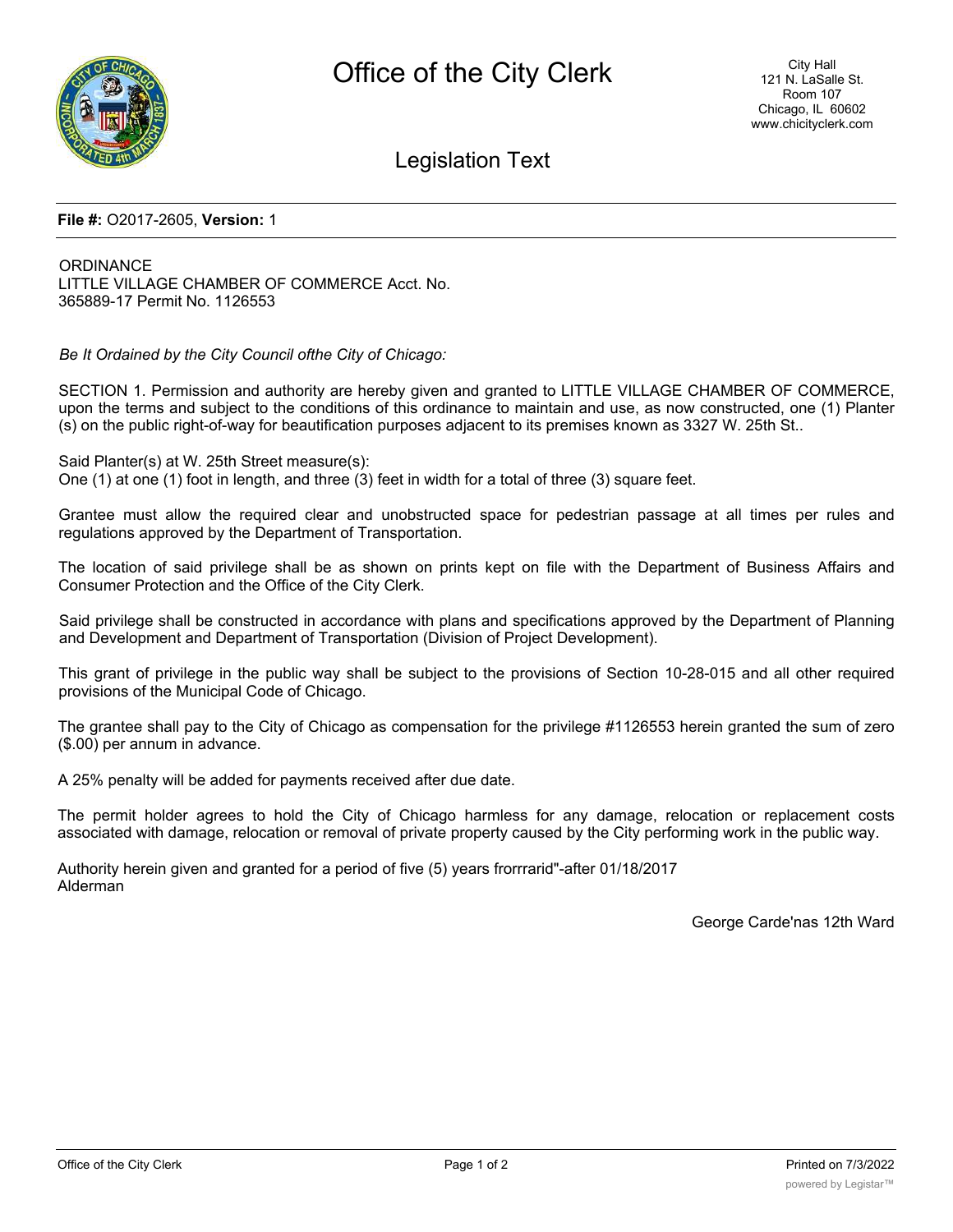ORDINANCE
LITTLE VILLAGE CHAMBER OF COMMERCE Acct. No. 365889-17 Permit No. 1126553

*Be It Ordained by the City Council ofthe City of Chicago:*

SECTION 1. Permission and authority are hereby given and granted to LITTLE VILLAGE CHAMBER OF COMMERCE, upon the terms and subject to the conditions of this ordinance to maintain and use, as now constructed, one (1) Planter (s) on the public right-of-way for beautification purposes adjacent to its premises known as 3327 W. 25th St..

Said Planter(s) at W. 25th Street measure(s):
One (1) at one (1) foot in length, and three (3) feet in width for a total of three (3) square feet.

Grantee must allow the required clear and unobstructed space for pedestrian passage at all times per rules and regulations approved by the Department of Transportation.

The location of said privilege shall be as shown on prints kept on file with the Department of Business Affairs and Consumer Protection and the Office of the City Clerk.

Said privilege shall be constructed in accordance with plans and specifications approved by the Department of Planning and Development and Department of Transportation (Division of Project Development).

This grant of privilege in the public way shall be subject to the provisions of Section 10-28-015 and all other required provisions of the Municipal Code of Chicago.

The grantee shall pay to the City of Chicago as compensation for the privilege #1126553 herein granted the sum of zero ($.00) per annum in advance.

A 25% penalty will be added for payments received after due date.

The permit holder agrees to hold the City of Chicago harmless for any damage, relocation or replacement costs associated with damage, relocation or removal of private property caused by the City performing work in the public way.

Authority herein given and granted for a period of five (5) years frorrrarid"-after 01/18/2017
Alderman

George Carde'nas 12th Ward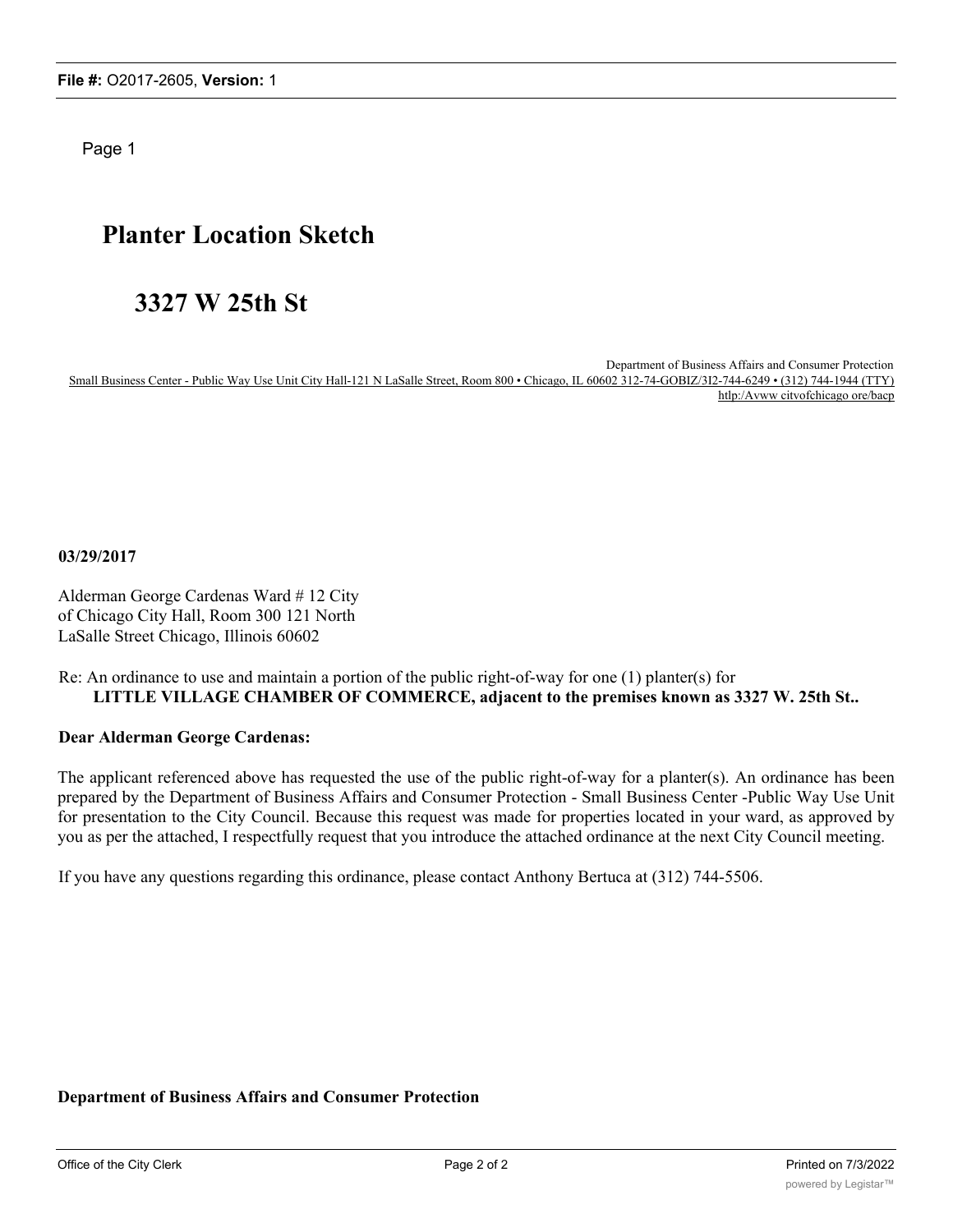Page 1

# Planter Location Sketch

## 3327 W 25th St

Department of Business Affairs and Consumer Protection
Small Business Center - Public Way Use Unit City Hall-121 N LaSalle Street, Room 800 • Chicago, IL 60602 312-74-GOBIZ/3I2-744-6249 • (312) 744-1944 (TTY)
htlp:/Avww citvofchicago ore/bacp

**03/29/2017**

Alderman George Cardenas Ward # 12 City of Chicago City Hall, Room 300 121 North LaSalle Street Chicago, Illinois 60602

Re: An ordinance to use and maintain a portion of the public right-of-way for one (1) planter(s) for **LITTLE VILLAGE CHAMBER OF COMMERCE, adjacent to the premises known as 3327 W. 25th St..**

**Dear Alderman George Cardenas:**

The applicant referenced above has requested the use of the public right-of-way for a planter(s). An ordinance has been prepared by the Department of Business Affairs and Consumer Protection - Small Business Center -Public Way Use Unit for presentation to the City Council. Because this request was made for properties located in your ward, as approved by you as per the attached, I respectfully request that you introduce the attached ordinance at the next City Council meeting.

If you have any questions regarding this ordinance, please contact Anthony Bertuca at (312) 744-5506.

**Department of Business Affairs and Consumer Protection**